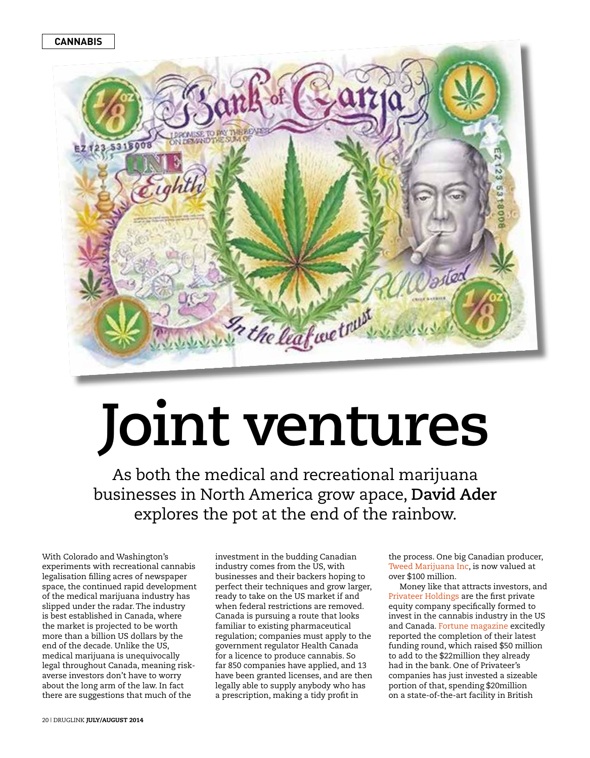CANNABIS

# Joint ventures

As both the medical and recreational marijuana businesses in North America grow apace, **David Ader** explores the pot at the end of the rainbow.

With Colorado and Washington's experiments with recreational cannabis legalisation filling acres of newspaper space, the continued rapid development of the medical marijuana industry has slipped under the radar. The industry is best established in Canada, where the market is projected to be worth more than a billion US dollars by the end of the decade. Unlike the US, medical marijuana is unequivocally legal throughout Canada, meaning risk-averse investors don't have to worry about the long arm of the law. In fact there are suggestions that much of the investment in the budding Canadian industry comes from the US, with businesses and their backers hoping to perfect their techniques and grow larger, ready to take on the US market if and when federal restrictions are removed. Canada is pursuing a route that looks familiar to existing pharmaceutical regulation; companies must apply to the government regulator Health Canada for a licence to produce cannabis. So far 850 companies have applied, and 13 have been granted licenses, and are then legally able to supply anybody who has a prescription, making a tidy profit in the process. One big Canadian producer, Tweed Marijuana Inc, is now valued at over $100 million.

Money like that attracts investors, and Privateer Holdings are the first private equity company specifically formed to invest in the cannabis industry in the US and Canada. Fortune magazine excitedly reported the completion of their latest funding round, which raised $50 million to add to the $22million they already had in the bank. One of Privateer's companies has just invested a sizeable portion of that, spending $20million on a state-of-the-art facility in British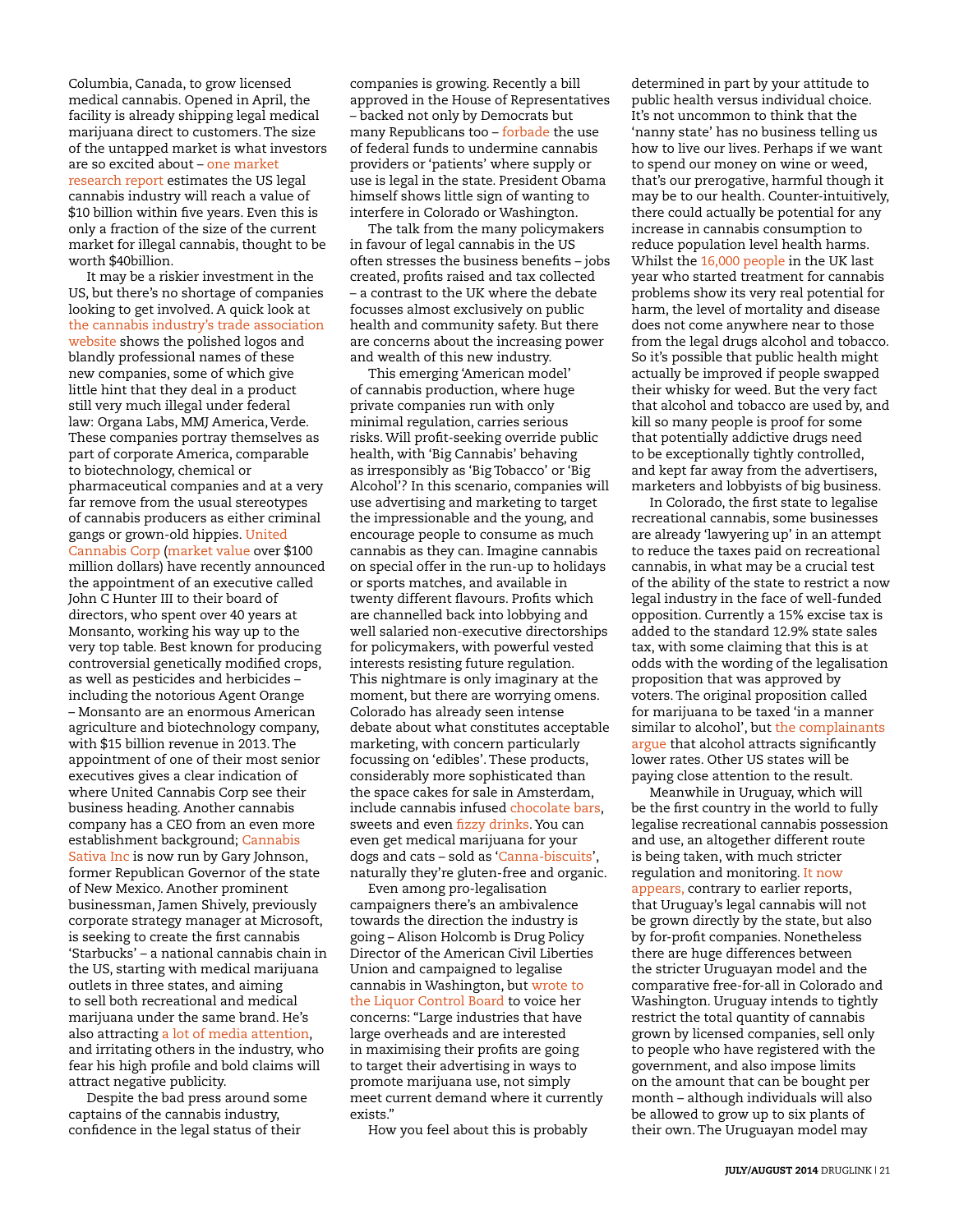Columbia, Canada, to grow licensed medical cannabis. Opened in April, the facility is already shipping legal medical marijuana direct to customers. The size of the untapped market is what investors are so excited about – one market research report estimates the US legal cannabis industry will reach a value of $10 billion within five years. Even this is only a fraction of the size of the current market for illegal cannabis, thought to be worth $40billion.

It may be a riskier investment in the US, but there's no shortage of companies looking to get involved. A quick look at the cannabis industry's trade association website shows the polished logos and blandly professional names of these new companies, some of which give little hint that they deal in a product still very much illegal under federal law: Organa Labs, MMJ America, Verde. These companies portray themselves as part of corporate America, comparable to biotechnology, chemical or pharmaceutical companies and at a very far remove from the usual stereotypes of cannabis producers as either criminal gangs or grown-old hippies. United Cannabis Corp (market value over $100 million dollars) have recently announced the appointment of an executive called John C Hunter III to their board of directors, who spent over 40 years at Monsanto, working his way up to the very top table. Best known for producing controversial genetically modified crops, as well as pesticides and herbicides – including the notorious Agent Orange – Monsanto are an enormous American agriculture and biotechnology company, with $15 billion revenue in 2013. The appointment of one of their most senior executives gives a clear indication of where United Cannabis Corp see their business heading. Another cannabis company has a CEO from an even more establishment background; Cannabis Sativa Inc is now run by Gary Johnson, former Republican Governor of the state of New Mexico. Another prominent businessman, Jamen Shively, previously corporate strategy manager at Microsoft, is seeking to create the first cannabis 'Starbucks' – a national cannabis chain in the US, starting with medical marijuana outlets in three states, and aiming to sell both recreational and medical marijuana under the same brand. He's also attracting a lot of media attention, and irritating others in the industry, who fear his high profile and bold claims will attract negative publicity.

Despite the bad press around some captains of the cannabis industry, confidence in the legal status of their companies is growing. Recently a bill approved in the House of Representatives – backed not only by Democrats but many Republicans too – forbade the use of federal funds to undermine cannabis providers or 'patients' where supply or use is legal in the state. President Obama himself shows little sign of wanting to interfere in Colorado or Washington.

The talk from the many policymakers in favour of legal cannabis in the US often stresses the business benefits – jobs created, profits raised and tax collected – a contrast to the UK where the debate focusses almost exclusively on public health and community safety. But there are concerns about the increasing power and wealth of this new industry.

This emerging 'American model' of cannabis production, where huge private companies run with only minimal regulation, carries serious risks. Will profit-seeking override public health, with 'Big Cannabis' behaving as irresponsibly as 'Big Tobacco' or 'Big Alcohol'? In this scenario, companies will use advertising and marketing to target the impressionable and the young, and encourage people to consume as much cannabis as they can. Imagine cannabis on special offer in the run-up to holidays or sports matches, and available in twenty different flavours. Profits which are channelled back into lobbying and well salaried non-executive directorships for policymakers, with powerful vested interests resisting future regulation. This nightmare is only imaginary at the moment, but there are worrying omens. Colorado has already seen intense debate about what constitutes acceptable marketing, with concern particularly focussing on 'edibles'. These products, considerably more sophisticated than the space cakes for sale in Amsterdam, include cannabis infused chocolate bars, sweets and even fizzy drinks. You can even get medical marijuana for your dogs and cats – sold as 'Canna-biscuits', naturally they're gluten-free and organic.

Even among pro-legalisation campaigners there's an ambivalence towards the direction the industry is going – Alison Holcomb is Drug Policy Director of the American Civil Liberties Union and campaigned to legalise cannabis in Washington, but wrote to the Liquor Control Board to voice her concerns: "Large industries that have large overheads and are interested in maximising their profits are going to target their advertising in ways to promote marijuana use, not simply meet current demand where it currently exists."

How you feel about this is probably determined in part by your attitude to public health versus individual choice. It's not uncommon to think that the 'nanny state' has no business telling us how to live our lives. Perhaps if we want to spend our money on wine or weed, that's our prerogative, harmful though it may be to our health. Counter-intuitively, there could actually be potential for any increase in cannabis consumption to reduce population level health harms. Whilst the 16,000 people in the UK last year who started treatment for cannabis problems show its very real potential for harm, the level of mortality and disease does not come anywhere near to those from the legal drugs alcohol and tobacco. So it's possible that public health might actually be improved if people swapped their whisky for weed. But the very fact that alcohol and tobacco are used by, and kill so many people is proof for some that potentially addictive drugs need to be exceptionally tightly controlled, and kept far away from the advertisers, marketers and lobbyists of big business.

In Colorado, the first state to legalise recreational cannabis, some businesses are already 'lawyering up' in an attempt to reduce the taxes paid on recreational cannabis, in what may be a crucial test of the ability of the state to restrict a now legal industry in the face of well-funded opposition. Currently a 15% excise tax is added to the standard 12.9% state sales tax, with some claiming that this is at odds with the wording of the legalisation proposition that was approved by voters. The original proposition called for marijuana to be taxed 'in a manner similar to alcohol', but the complainants argue that alcohol attracts significantly lower rates. Other US states will be paying close attention to the result.

Meanwhile in Uruguay, which will be the first country in the world to fully legalise recreational cannabis possession and use, an altogether different route is being taken, with much stricter regulation and monitoring. It now appears, contrary to earlier reports, that Uruguay's legal cannabis will not be grown directly by the state, but also by for-profit companies. Nonetheless there are huge differences between the stricter Uruguayan model and the comparative free-for-all in Colorado and Washington. Uruguay intends to tightly restrict the total quantity of cannabis grown by licensed companies, sell only to people who have registered with the government, and also impose limits on the amount that can be bought per month – although individuals will also be allowed to grow up to six plants of their own. The Uruguayan model may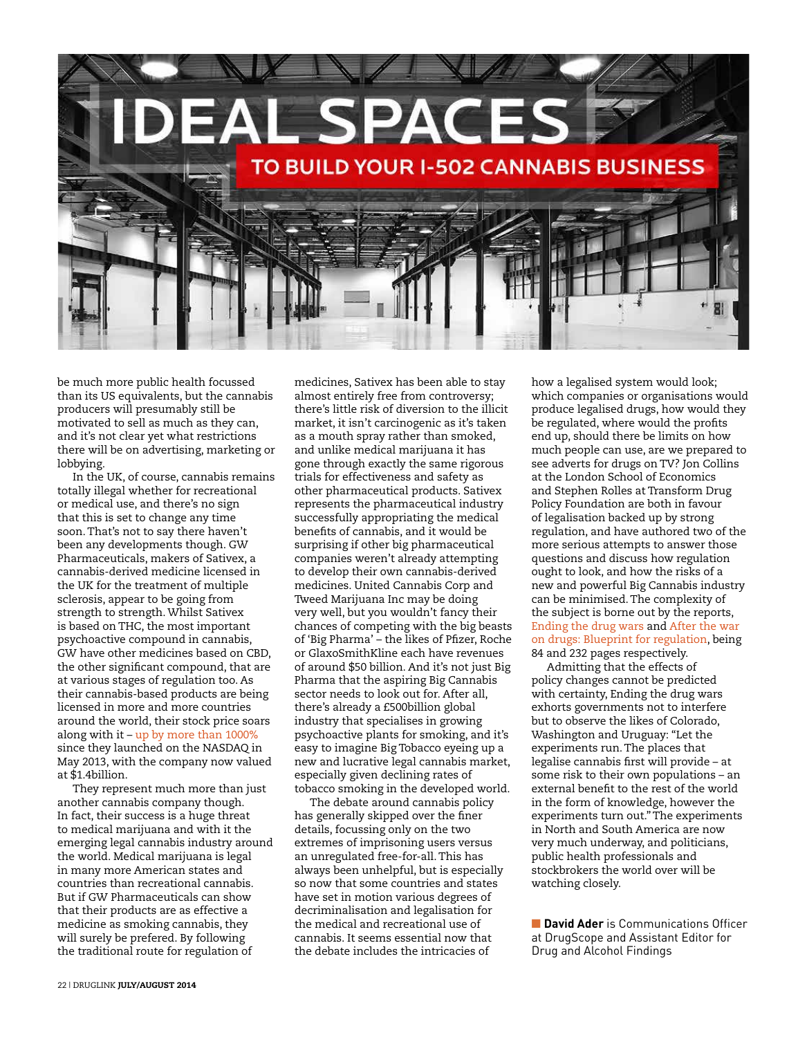# IDEAL SPACES

## TO BUILD YOUR I-502 CANNABIS BUSINESS

be much more public health focussed than its US equivalents, but the cannabis producers will presumably still be motivated to sell as much as they can, and it's not clear yet what restrictions there will be on advertising, marketing or lobbying.

In the UK, of course, cannabis remains totally illegal whether for recreational or medical use, and there's no sign that this is set to change any time soon. That's not to say there haven't been any developments though. GW Pharmaceuticals, makers of Sativex, a cannabis-derived medicine licensed in the UK for the treatment of multiple sclerosis, appear to be going from strength to strength. Whilst Sativex is based on THC, the most important psychoactive compound in cannabis, GW have other medicines based on CBD, the other significant compound, that are at various stages of regulation too. As their cannabis-based products are being licensed in more and more countries around the world, their stock price soars along with it – up by more than 1000% since they launched on the NASDAQ in May 2013, with the company now valued at $1.4billion.

They represent much more than just another cannabis company though. In fact, their success is a huge threat to medical marijuana and with it the emerging legal cannabis industry around the world. Medical marijuana is legal in many more American states and countries than recreational cannabis. But if GW Pharmaceuticals can show that their products are as effective a medicine as smoking cannabis, they will surely be prefered. By following the traditional route for regulation of medicines, Sativex has been able to stay almost entirely free from controversy; there's little risk of diversion to the illicit market, it isn't carcinogenic as it's taken as a mouth spray rather than smoked, and unlike medical marijuana it has gone through exactly the same rigorous trials for effectiveness and safety as other pharmaceutical products. Sativex represents the pharmaceutical industry successfully appropriating the medical benefits of cannabis, and it would be surprising if other big pharmaceutical companies weren't already attempting to develop their own cannabis-derived medicines. United Cannabis Corp and Tweed Marijuana Inc may be doing very well, but you wouldn't fancy their chances of competing with the big beasts of 'Big Pharma' – the likes of Pfizer, Roche or GlaxoSmithKline each have revenues of around $50 billion. And it's not just Big Pharma that the aspiring Big Cannabis sector needs to look out for. After all, there's already a £500billion global industry that specialises in growing psychoactive plants for smoking, and it's easy to imagine Big Tobacco eyeing up a new and lucrative legal cannabis market, especially given declining rates of tobacco smoking in the developed world.

The debate around cannabis policy has generally skipped over the finer details, focussing only on the two extremes of imprisoning users versus an unregulated free-for-all. This has always been unhelpful, but is especially so now that some countries and states have set in motion various degrees of decriminalisation and legalisation for the medical and recreational use of cannabis. It seems essential now that the debate includes the intricacies of how a legalised system would look; which companies or organisations would produce legalised drugs, how would they be regulated, where would the profits end up, should there be limits on how much people can use, are we prepared to see adverts for drugs on TV? Jon Collins at the London School of Economics and Stephen Rolles at Transform Drug Policy Foundation are both in favour of legalisation backed up by strong regulation, and have authored two of the more serious attempts to answer those questions and discuss how regulation ought to look, and how the risks of a new and powerful Big Cannabis industry can be minimised. The complexity of the subject is borne out by the reports, Ending the drug wars and After the war on drugs: Blueprint for regulation, being 84 and 232 pages respectively.

Admitting that the effects of policy changes cannot be predicted with certainty, Ending the drug wars exhorts governments not to interfere but to observe the likes of Colorado, Washington and Uruguay: "Let the experiments run. The places that legalise cannabis first will provide – at some risk to their own populations – an external benefit to the rest of the world in the form of knowledge, however the experiments turn out." The experiments in North and South America are now very much underway, and politicians, public health professionals and stockbrokers the world over will be watching closely.

■ **David Ader** is Communications Officer at DrugScope and Assistant Editor for Drug and Alcohol Findings